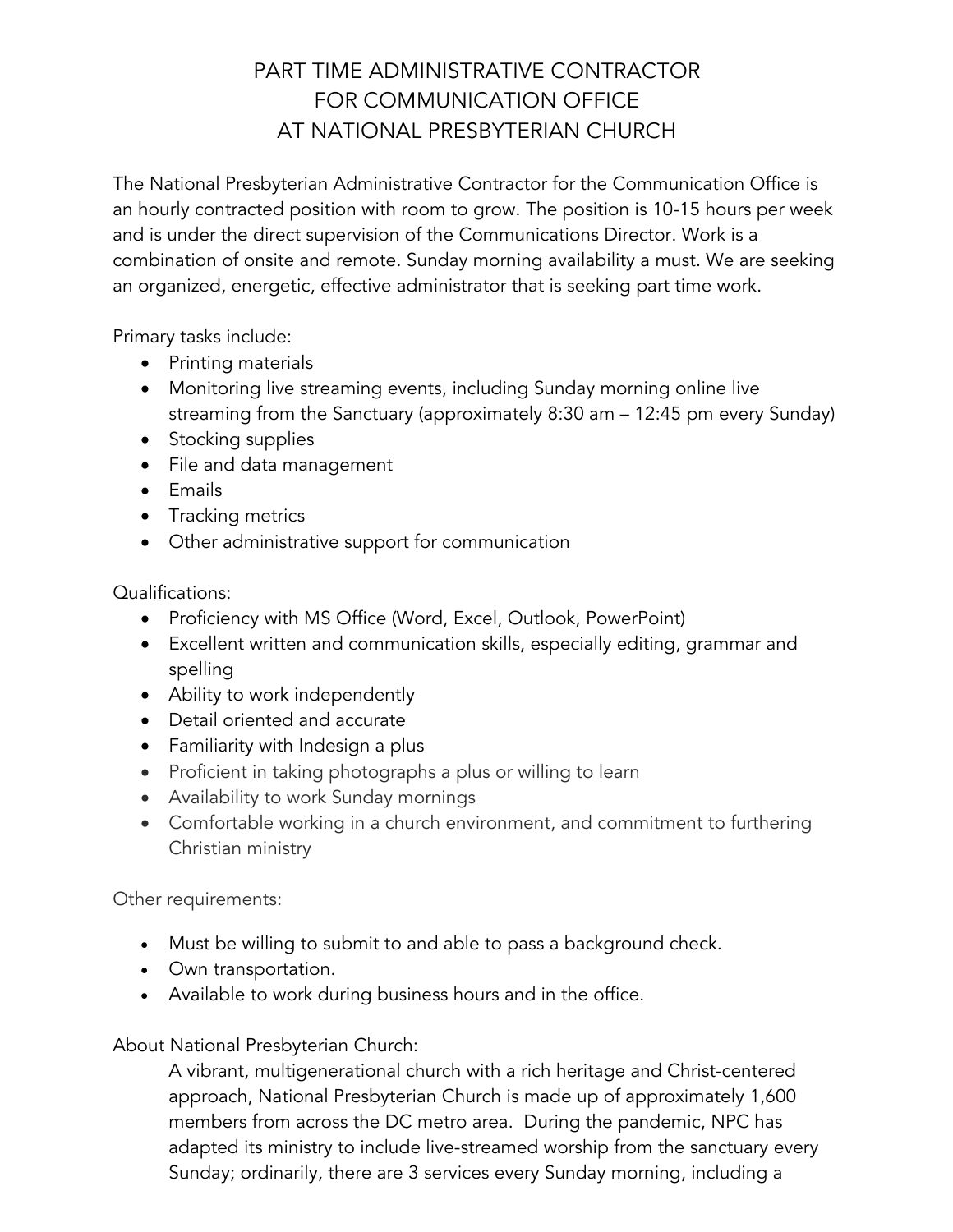# PART TIME ADMINISTRATIVE CONTRACTOR FOR COMMUNICATION OFFICE AT NATIONAL PRESBYTERIAN CHURCH

The National Presbyterian Administrative Contractor for the Communication Office is an hourly contracted position with room to grow. The position is 10-15 hours per week and is under the direct supervision of the Communications Director. Work is a combination of onsite and remote. Sunday morning availability a must. We are seeking an organized, energetic, effective administrator that is seeking part time work.

Primary tasks include:

- Printing materials
- Monitoring live streaming events, including Sunday morning online live streaming from the Sanctuary (approximately 8:30 am – 12:45 pm every Sunday)
- Stocking supplies
- File and data management
- Emails
- Tracking metrics
- Other administrative support for communication

Qualifications:

- Proficiency with MS Office (Word, Excel, Outlook, PowerPoint)
- Excellent written and communication skills, especially editing, grammar and spelling
- Ability to work independently
- Detail oriented and accurate
- Familiarity with Indesign a plus
- Proficient in taking photographs a plus or willing to learn
- Availability to work Sunday mornings
- Comfortable working in a church environment, and commitment to furthering Christian ministry

Other requirements:

- Must be willing to submit to and able to pass a background check.
- Own transportation.
- Available to work during business hours and in the office.

About National Presbyterian Church:

A vibrant, multigenerational church with a rich heritage and Christ-centered approach, National Presbyterian Church is made up of approximately 1,600 members from across the DC metro area. During the pandemic, NPC has adapted its ministry to include live-streamed worship from the sanctuary every Sunday; ordinarily, there are 3 services every Sunday morning, including a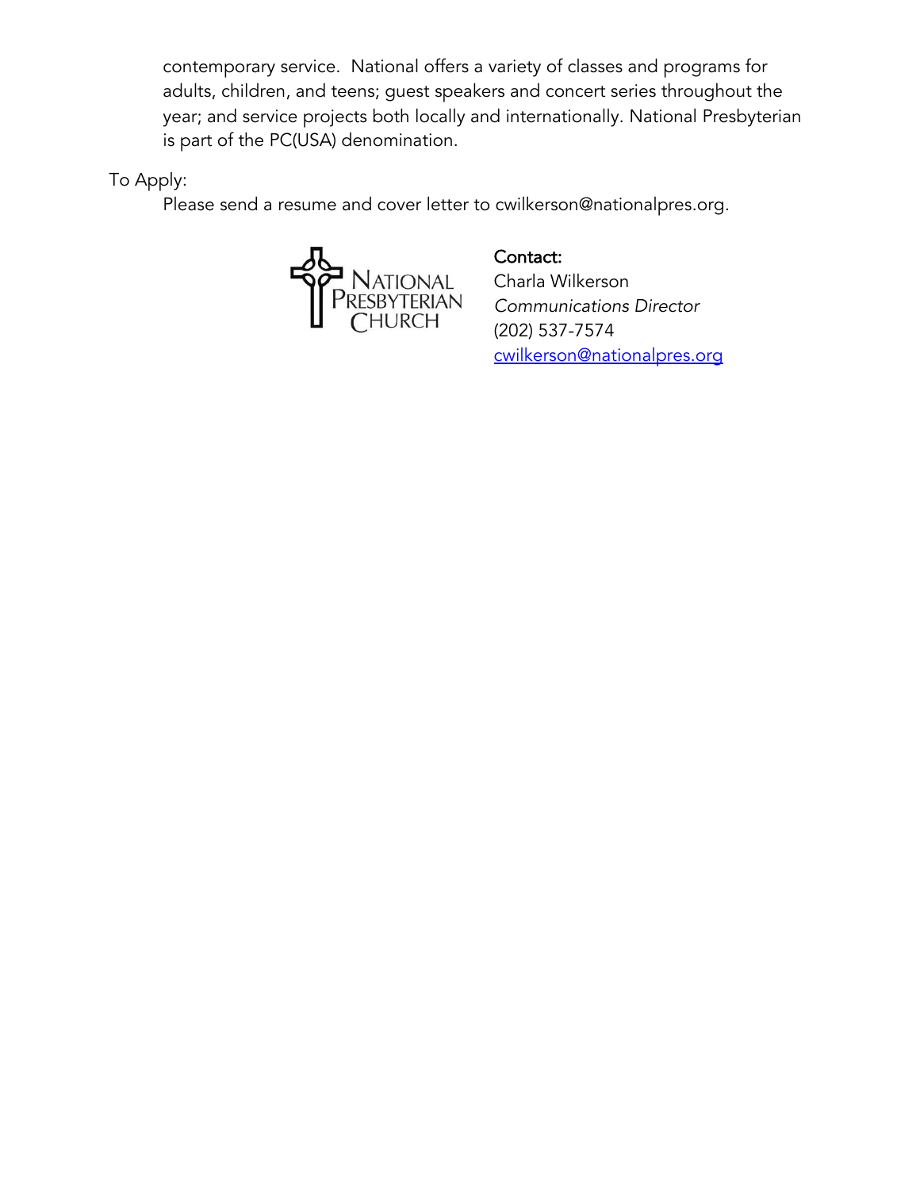contemporary service. National offers a variety of classes and programs for adults, children, and teens; guest speakers and concert series throughout the year; and service projects both locally and internationally. National Presbyterian is part of the PC(USA) denomination.

To Apply:

Please send a resume and cover letter to cwilkerson@nationalpres.org.

NATIONAL PRESBYTERIAN CHURCH

Contact:
Charla Wilkerson
*Communications Director*
(202) 537-7574
cwilkerson@nationalpres.org